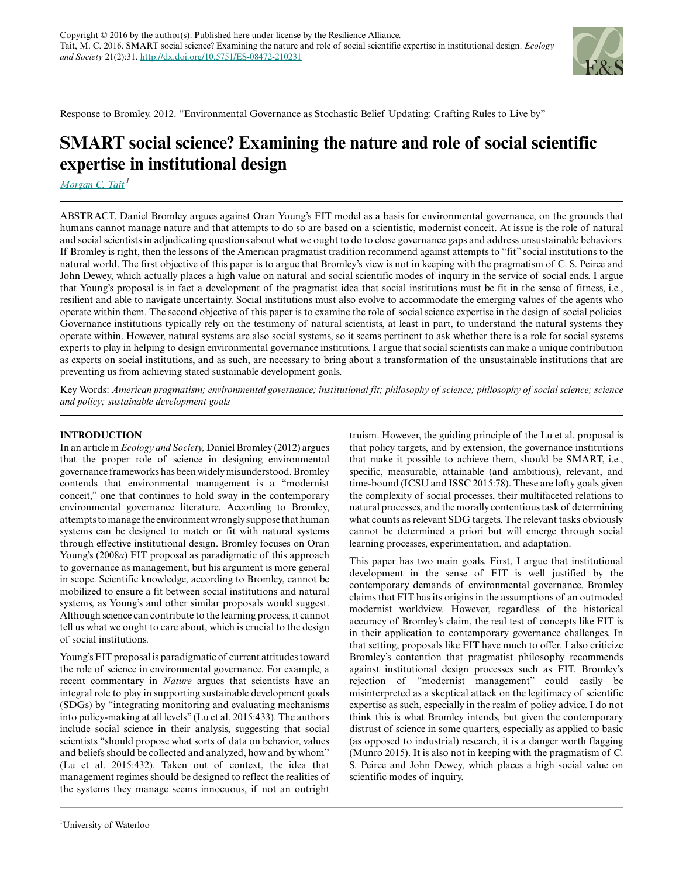Copyright © 2016 by the author(s). Published here under license by the Resilience Alliance.
Tait, M. C. 2016. SMART social science? Examining the nature and role of social scientific expertise in institutional design. *Ecology and Society* 21(2):31. http://dx.doi.org/10.5751/ES-08472-210231

Response to Bromley. 2012. "Environmental Governance as Stochastic Belief Updating: Crafting Rules to Live by"

# SMART social science? Examining the nature and role of social scientific expertise in institutional design

*Morgan C. Tait*[1]

ABSTRACT. Daniel Bromley argues against Oran Young's FIT model as a basis for environmental governance, on the grounds that humans cannot manage nature and that attempts to do so are based on a scientistic, modernist conceit. At issue is the role of natural and social scientists in adjudicating questions about what we ought to do to close governance gaps and address unsustainable behaviors. If Bromley is right, then the lessons of the American pragmatist tradition recommend against attempts to "fit" social institutions to the natural world. The first objective of this paper is to argue that Bromley's view is not in keeping with the pragmatism of C. S. Peirce and John Dewey, which actually places a high value on natural and social scientific modes of inquiry in the service of social ends. I argue that Young's proposal is in fact a development of the pragmatist idea that social institutions must be fit in the sense of fitness, i.e., resilient and able to navigate uncertainty. Social institutions must also evolve to accommodate the emerging values of the agents who operate within them. The second objective of this paper is to examine the role of social science expertise in the design of social policies. Governance institutions typically rely on the testimony of natural scientists, at least in part, to understand the natural systems they operate within. However, natural systems are also social systems, so it seems pertinent to ask whether there is a role for social systems experts to play in helping to design environmental governance institutions. I argue that social scientists can make a unique contribution as experts on social institutions, and as such, are necessary to bring about a transformation of the unsustainable institutions that are preventing us from achieving stated sustainable development goals.

Key Words: *American pragmatism; environmental governance; institutional fit; philosophy of science; philosophy of social science; science and policy; sustainable development goals*

## INTRODUCTION

In an article in *Ecology and Society,* Daniel Bromley (2012) argues that the proper role of science in designing environmental governance frameworks has been widely misunderstood. Bromley contends that environmental management is a "modernist conceit," one that continues to hold sway in the contemporary environmental governance literature. According to Bromley, attempts to manage the environment wrongly suppose that human systems can be designed to match or fit with natural systems through effective institutional design. Bromley focuses on Oran Young's (2008*a*) FIT proposal as paradigmatic of this approach to governance as management, but his argument is more general in scope. Scientific knowledge, according to Bromley, cannot be mobilized to ensure a fit between social institutions and natural systems, as Young's and other similar proposals would suggest. Although science can contribute to the learning process, it cannot tell us what we ought to care about, which is crucial to the design of social institutions.

Young's FIT proposal is paradigmatic of current attitudes toward the role of science in environmental governance. For example, a recent commentary in *Nature* argues that scientists have an integral role to play in supporting sustainable development goals (SDGs) by "integrating monitoring and evaluating mechanisms into policy-making at all levels" (Lu et al. 2015:433). The authors include social science in their analysis, suggesting that social scientists "should propose what sorts of data on behavior, values and beliefs should be collected and analyzed, how and by whom" (Lu et al. 2015:432). Taken out of context, the idea that management regimes should be designed to reflect the realities of the systems they manage seems innocuous, if not an outright truism. However, the guiding principle of the Lu et al. proposal is that policy targets, and by extension, the governance institutions that make it possible to achieve them, should be SMART, i.e., specific, measurable, attainable (and ambitious), relevant, and time-bound (ICSU and ISSC 2015:78). These are lofty goals given the complexity of social processes, their multifaceted relations to natural processes, and the morally contentious task of determining what counts as relevant SDG targets. The relevant tasks obviously cannot be determined a priori but will emerge through social learning processes, experimentation, and adaptation.

This paper has two main goals. First, I argue that institutional development in the sense of FIT is well justified by the contemporary demands of environmental governance. Bromley claims that FIT has its origins in the assumptions of an outmoded modernist worldview. However, regardless of the historical accuracy of Bromley's claim, the real test of concepts like FIT is in their application to contemporary governance challenges. In that setting, proposals like FIT have much to offer. I also criticize Bromley's contention that pragmatist philosophy recommends against institutional design processes such as FIT. Bromley's rejection of "modernist management" could easily be misinterpreted as a skeptical attack on the legitimacy of scientific expertise as such, especially in the realm of policy advice. I do not think this is what Bromley intends, but given the contemporary distrust of science in some quarters, especially as applied to basic (as opposed to industrial) research, it is a danger worth flagging (Munro 2015). It is also not in keeping with the pragmatism of C. S. Peirce and John Dewey, which places a high social value on scientific modes of inquiry.

[1]University of Waterloo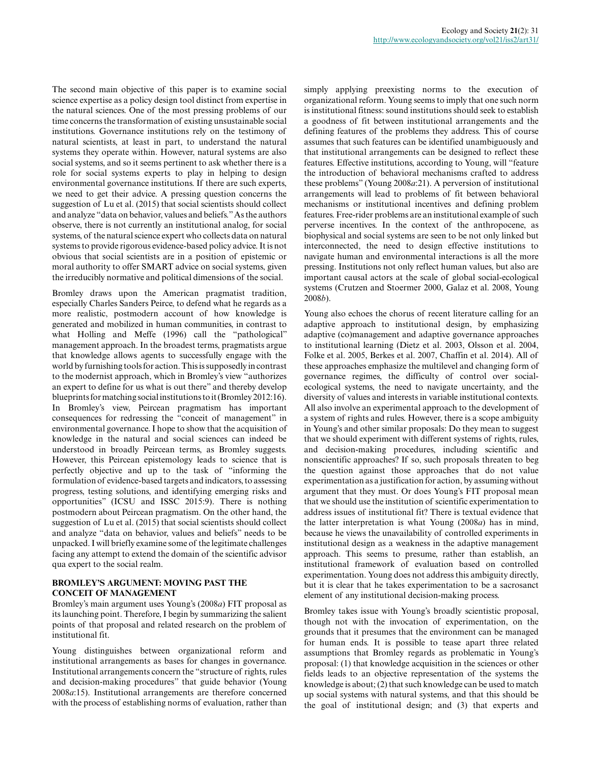The second main objective of this paper is to examine social science expertise as a policy design tool distinct from expertise in the natural sciences. One of the most pressing problems of our time concerns the transformation of existing unsustainable social institutions. Governance institutions rely on the testimony of natural scientists, at least in part, to understand the natural systems they operate within. However, natural systems are also social systems, and so it seems pertinent to ask whether there is a role for social systems experts to play in helping to design environmental governance institutions. If there are such experts, we need to get their advice. A pressing question concerns the suggestion of Lu et al. (2015) that social scientists should collect and analyze "data on behavior, values and beliefs." As the authors observe, there is not currently an institutional analog, for social systems, of the natural science expert who collects data on natural systems to provide rigorous evidence-based policy advice. It is not obvious that social scientists are in a position of epistemic or moral authority to offer SMART advice on social systems, given the irreducibly normative and political dimensions of the social.

Bromley draws upon the American pragmatist tradition, especially Charles Sanders Peirce, to defend what he regards as a more realistic, postmodern account of how knowledge is generated and mobilized in human communities, in contrast to what Holling and Meffe (1996) call the "pathological" management approach. In the broadest terms, pragmatists argue that knowledge allows agents to successfully engage with the world by furnishing tools for action. This is supposedly in contrast to the modernist approach, which in Bromley's view "authorizes an expert to define for us what is out there" and thereby develop blueprints for matching social institutions to it (Bromley 2012:16). In Bromley's view, Peircean pragmatism has important consequences for redressing the "conceit of management" in environmental governance. I hope to show that the acquisition of knowledge in the natural and social sciences can indeed be understood in broadly Peircean terms, as Bromley suggests. However, this Peircean epistemology leads to science that is perfectly objective and up to the task of "informing the formulation of evidence-based targets and indicators, to assessing progress, testing solutions, and identifying emerging risks and opportunities" (ICSU and ISSC 2015:9). There is nothing postmodern about Peircean pragmatism. On the other hand, the suggestion of Lu et al. (2015) that social scientists should collect and analyze "data on behavior, values and beliefs" needs to be unpacked. I will briefly examine some of the legitimate challenges facing any attempt to extend the domain of the scientific advisor qua expert to the social realm.

## BROMLEY'S ARGUMENT: MOVING PAST THE CONCEIT OF MANAGEMENT

Bromley's main argument uses Young's (2008*a*) FIT proposal as its launching point. Therefore, I begin by summarizing the salient points of that proposal and related research on the problem of institutional fit.

Young distinguishes between organizational reform and institutional arrangements as bases for changes in governance. Institutional arrangements concern the "structure of rights, rules and decision-making procedures" that guide behavior (Young 2008*a*:15). Institutional arrangements are therefore concerned with the process of establishing norms of evaluation, rather than simply applying preexisting norms to the execution of organizational reform. Young seems to imply that one such norm is institutional fitness: sound institutions should seek to establish a goodness of fit between institutional arrangements and the defining features of the problems they address. This of course assumes that such features can be identified unambiguously and that institutional arrangements can be designed to reflect these features. Effective institutions, according to Young, will "feature the introduction of behavioral mechanisms crafted to address these problems" (Young 2008*a*:21). A perversion of institutional arrangements will lead to problems of fit between behavioral mechanisms or institutional incentives and defining problem features. Free-rider problems are an institutional example of such perverse incentives. In the context of the anthropocene, as biophysical and social systems are seen to be not only linked but interconnected, the need to design effective institutions to navigate human and environmental interactions is all the more pressing. Institutions not only reflect human values, but also are important causal actors at the scale of global social-ecological systems (Crutzen and Stoermer 2000, Galaz et al. 2008, Young 2008*b*).

Young also echoes the chorus of recent literature calling for an adaptive approach to institutional design, by emphasizing adaptive (co)management and adaptive governance approaches to institutional learning (Dietz et al. 2003, Olsson et al. 2004, Folke et al. 2005, Berkes et al. 2007, Chaffin et al. 2014). All of these approaches emphasize the multilevel and changing form of governance regimes, the difficulty of control over social-ecological systems, the need to navigate uncertainty, and the diversity of values and interests in variable institutional contexts. All also involve an experimental approach to the development of a system of rights and rules. However, there is a scope ambiguity in Young's and other similar proposals: Do they mean to suggest that we should experiment with different systems of rights, rules, and decision-making procedures, including scientific and nonscientific approaches? If so, such proposals threaten to beg the question against those approaches that do not value experimentation as a justification for action, by assuming without argument that they must. Or does Young's FIT proposal mean that we should use the institution of scientific experimentation to address issues of institutional fit? There is textual evidence that the latter interpretation is what Young (2008*a*) has in mind, because he views the unavailability of controlled experiments in institutional design as a weakness in the adaptive management approach. This seems to presume, rather than establish, an institutional framework of evaluation based on controlled experimentation. Young does not address this ambiguity directly, but it is clear that he takes experimentation to be a sacrosanct element of any institutional decision-making process.

Bromley takes issue with Young's broadly scientistic proposal, though not with the invocation of experimentation, on the grounds that it presumes that the environment can be managed for human ends. It is possible to tease apart three related assumptions that Bromley regards as problematic in Young's proposal: (1) that knowledge acquisition in the sciences or other fields leads to an objective representation of the systems the knowledge is about; (2) that such knowledge can be used to match up social systems with natural systems, and that this should be the goal of institutional design; and (3) that experts and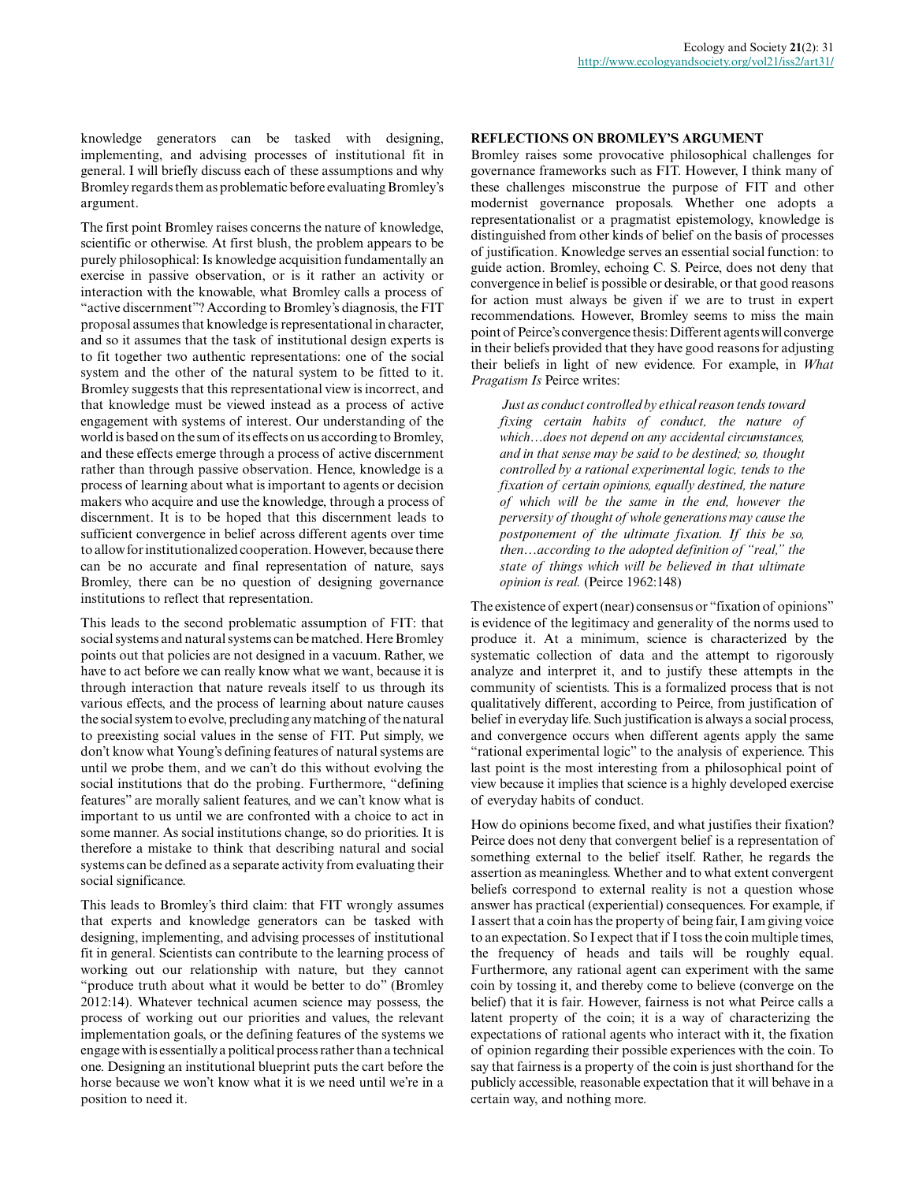knowledge generators can be tasked with designing, implementing, and advising processes of institutional fit in general. I will briefly discuss each of these assumptions and why Bromley regards them as problematic before evaluating Bromley's argument.

The first point Bromley raises concerns the nature of knowledge, scientific or otherwise. At first blush, the problem appears to be purely philosophical: Is knowledge acquisition fundamentally an exercise in passive observation, or is it rather an activity or interaction with the knowable, what Bromley calls a process of "active discernment"? According to Bromley's diagnosis, the FIT proposal assumes that knowledge is representational in character, and so it assumes that the task of institutional design experts is to fit together two authentic representations: one of the social system and the other of the natural system to be fitted to it. Bromley suggests that this representational view is incorrect, and that knowledge must be viewed instead as a process of active engagement with systems of interest. Our understanding of the world is based on the sum of its effects on us according to Bromley, and these effects emerge through a process of active discernment rather than through passive observation. Hence, knowledge is a process of learning about what is important to agents or decision makers who acquire and use the knowledge, through a process of discernment. It is to be hoped that this discernment leads to sufficient convergence in belief across different agents over time to allow for institutionalized cooperation. However, because there can be no accurate and final representation of nature, says Bromley, there can be no question of designing governance institutions to reflect that representation.

This leads to the second problematic assumption of FIT: that social systems and natural systems can be matched. Here Bromley points out that policies are not designed in a vacuum. Rather, we have to act before we can really know what we want, because it is through interaction that nature reveals itself to us through its various effects, and the process of learning about nature causes the social system to evolve, precluding any matching of the natural to preexisting social values in the sense of FIT. Put simply, we don't know what Young's defining features of natural systems are until we probe them, and we can't do this without evolving the social institutions that do the probing. Furthermore, "defining features" are morally salient features, and we can't know what is important to us until we are confronted with a choice to act in some manner. As social institutions change, so do priorities. It is therefore a mistake to think that describing natural and social systems can be defined as a separate activity from evaluating their social significance.

This leads to Bromley's third claim: that FIT wrongly assumes that experts and knowledge generators can be tasked with designing, implementing, and advising processes of institutional fit in general. Scientists can contribute to the learning process of working out our relationship with nature, but they cannot "produce truth about what it would be better to do" (Bromley 2012:14). Whatever technical acumen science may possess, the process of working out our priorities and values, the relevant implementation goals, or the defining features of the systems we engage with is essentially a political process rather than a technical one. Designing an institutional blueprint puts the cart before the horse because we won't know what it is we need until we're in a position to need it.

## REFLECTIONS ON BROMLEY'S ARGUMENT

Bromley raises some provocative philosophical challenges for governance frameworks such as FIT. However, I think many of these challenges misconstrue the purpose of FIT and other modernist governance proposals. Whether one adopts a representationalist or a pragmatist epistemology, knowledge is distinguished from other kinds of belief on the basis of processes of justification. Knowledge serves an essential social function: to guide action. Bromley, echoing C. S. Peirce, does not deny that convergence in belief is possible or desirable, or that good reasons for action must always be given if we are to trust in expert recommendations. However, Bromley seems to miss the main point of Peirce's convergence thesis: Different agents will converge in their beliefs provided that they have good reasons for adjusting their beliefs in light of new evidence. For example, in *What Pragatism Is* Peirce writes:

> *Just as conduct controlled by ethical reason tends toward fixing certain habits of conduct, the nature of which…does not depend on any accidental circumstances, and in that sense may be said to be destined; so, thought controlled by a rational experimental logic, tends to the fixation of certain opinions, equally destined, the nature of which will be the same in the end, however the perversity of thought of whole generations may cause the postponement of the ultimate fixation. If this be so, then…according to the adopted definition of "real," the state of things which will be believed in that ultimate opinion is real.* (Peirce 1962:148)

The existence of expert (near) consensus or "fixation of opinions" is evidence of the legitimacy and generality of the norms used to produce it. At a minimum, science is characterized by the systematic collection of data and the attempt to rigorously analyze and interpret it, and to justify these attempts in the community of scientists. This is a formalized process that is not qualitatively different, according to Peirce, from justification of belief in everyday life. Such justification is always a social process, and convergence occurs when different agents apply the same "rational experimental logic" to the analysis of experience. This last point is the most interesting from a philosophical point of view because it implies that science is a highly developed exercise of everyday habits of conduct.

How do opinions become fixed, and what justifies their fixation? Peirce does not deny that convergent belief is a representation of something external to the belief itself. Rather, he regards the assertion as meaningless. Whether and to what extent convergent beliefs correspond to external reality is not a question whose answer has practical (experiential) consequences. For example, if I assert that a coin has the property of being fair, I am giving voice to an expectation. So I expect that if I toss the coin multiple times, the frequency of heads and tails will be roughly equal. Furthermore, any rational agent can experiment with the same coin by tossing it, and thereby come to believe (converge on the belief) that it is fair. However, fairness is not what Peirce calls a latent property of the coin; it is a way of characterizing the expectations of rational agents who interact with it, the fixation of opinion regarding their possible experiences with the coin. To say that fairness is a property of the coin is just shorthand for the publicly accessible, reasonable expectation that it will behave in a certain way, and nothing more.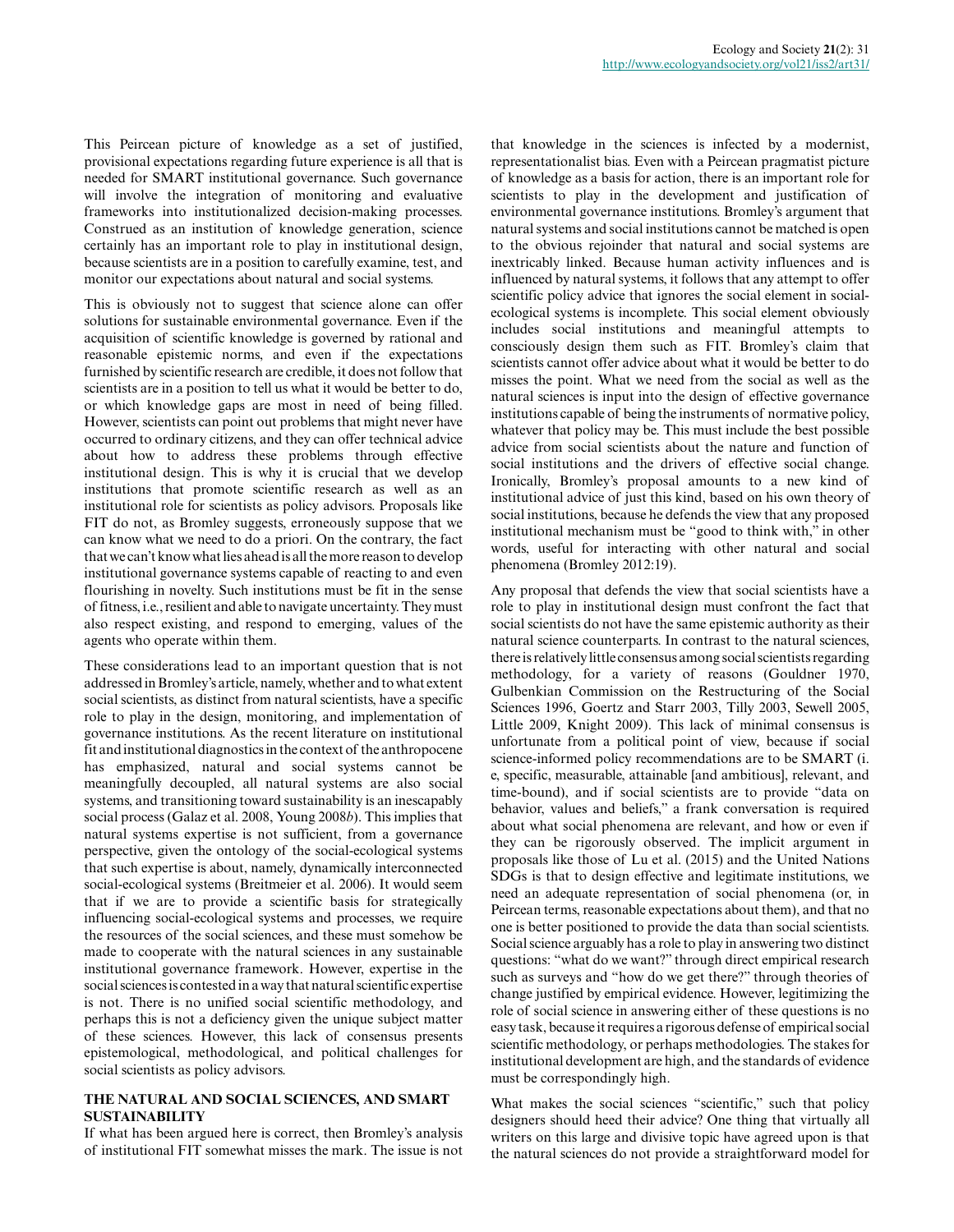This Peircean picture of knowledge as a set of justified, provisional expectations regarding future experience is all that is needed for SMART institutional governance. Such governance will involve the integration of monitoring and evaluative frameworks into institutionalized decision-making processes. Construed as an institution of knowledge generation, science certainly has an important role to play in institutional design, because scientists are in a position to carefully examine, test, and monitor our expectations about natural and social systems.

This is obviously not to suggest that science alone can offer solutions for sustainable environmental governance. Even if the acquisition of scientific knowledge is governed by rational and reasonable epistemic norms, and even if the expectations furnished by scientific research are credible, it does not follow that scientists are in a position to tell us what it would be better to do, or which knowledge gaps are most in need of being filled. However, scientists can point out problems that might never have occurred to ordinary citizens, and they can offer technical advice about how to address these problems through effective institutional design. This is why it is crucial that we develop institutions that promote scientific research as well as an institutional role for scientists as policy advisors. Proposals like FIT do not, as Bromley suggests, erroneously suppose that we can know what we need to do a priori. On the contrary, the fact that we can't know what lies ahead is all the more reason to develop institutional governance systems capable of reacting to and even flourishing in novelty. Such institutions must be fit in the sense of fitness, i.e., resilient and able to navigate uncertainty. They must also respect existing, and respond to emerging, values of the agents who operate within them.

These considerations lead to an important question that is not addressed in Bromley's article, namely, whether and to what extent social scientists, as distinct from natural scientists, have a specific role to play in the design, monitoring, and implementation of governance institutions. As the recent literature on institutional fit and institutional diagnostics in the context of the anthropocene has emphasized, natural and social systems cannot be meaningfully decoupled, all natural systems are also social systems, and transitioning toward sustainability is an inescapably social process (Galaz et al. 2008, Young 2008*b*). This implies that natural systems expertise is not sufficient, from a governance perspective, given the ontology of the social-ecological systems that such expertise is about, namely, dynamically interconnected social-ecological systems (Breitmeier et al. 2006). It would seem that if we are to provide a scientific basis for strategically influencing social-ecological systems and processes, we require the resources of the social sciences, and these must somehow be made to cooperate with the natural sciences in any sustainable institutional governance framework. However, expertise in the social sciences is contested in a way that natural scientific expertise is not. There is no unified social scientific methodology, and perhaps this is not a deficiency given the unique subject matter of these sciences. However, this lack of consensus presents epistemological, methodological, and political challenges for social scientists as policy advisors.

## THE NATURAL AND SOCIAL SCIENCES, AND SMART SUSTAINABILITY

If what has been argued here is correct, then Bromley's analysis of institutional FIT somewhat misses the mark. The issue is not that knowledge in the sciences is infected by a modernist, representationalist bias. Even with a Peircean pragmatist picture of knowledge as a basis for action, there is an important role for scientists to play in the development and justification of environmental governance institutions. Bromley's argument that natural systems and social institutions cannot be matched is open to the obvious rejoinder that natural and social systems are inextricably linked. Because human activity influences and is influenced by natural systems, it follows that any attempt to offer scientific policy advice that ignores the social element in social-ecological systems is incomplete. This social element obviously includes social institutions and meaningful attempts to consciously design them such as FIT. Bromley's claim that scientists cannot offer advice about what it would be better to do misses the point. What we need from the social as well as the natural sciences is input into the design of effective governance institutions capable of being the instruments of normative policy, whatever that policy may be. This must include the best possible advice from social scientists about the nature and function of social institutions and the drivers of effective social change. Ironically, Bromley's proposal amounts to a new kind of institutional advice of just this kind, based on his own theory of social institutions, because he defends the view that any proposed institutional mechanism must be "good to think with," in other words, useful for interacting with other natural and social phenomena (Bromley 2012:19).

Any proposal that defends the view that social scientists have a role to play in institutional design must confront the fact that social scientists do not have the same epistemic authority as their natural science counterparts. In contrast to the natural sciences, there is relatively little consensus among social scientists regarding methodology, for a variety of reasons (Gouldner 1970, Gulbenkian Commission on the Restructuring of the Social Sciences 1996, Goertz and Starr 2003, Tilly 2003, Sewell 2005, Little 2009, Knight 2009). This lack of minimal consensus is unfortunate from a political point of view, because if social science-informed policy recommendations are to be SMART (i. e, specific, measurable, attainable [and ambitious], relevant, and time-bound), and if social scientists are to provide "data on behavior, values and beliefs," a frank conversation is required about what social phenomena are relevant, and how or even if they can be rigorously observed. The implicit argument in proposals like those of Lu et al. (2015) and the United Nations SDGs is that to design effective and legitimate institutions, we need an adequate representation of social phenomena (or, in Peircean terms, reasonable expectations about them), and that no one is better positioned to provide the data than social scientists. Social science arguably has a role to play in answering two distinct questions: "what do we want?" through direct empirical research such as surveys and "how do we get there?" through theories of change justified by empirical evidence. However, legitimizing the role of social science in answering either of these questions is no easy task, because it requires a rigorous defense of empirical social scientific methodology, or perhaps methodologies. The stakes for institutional development are high, and the standards of evidence must be correspondingly high.

What makes the social sciences "scientific," such that policy designers should heed their advice? One thing that virtually all writers on this large and divisive topic have agreed upon is that the natural sciences do not provide a straightforward model for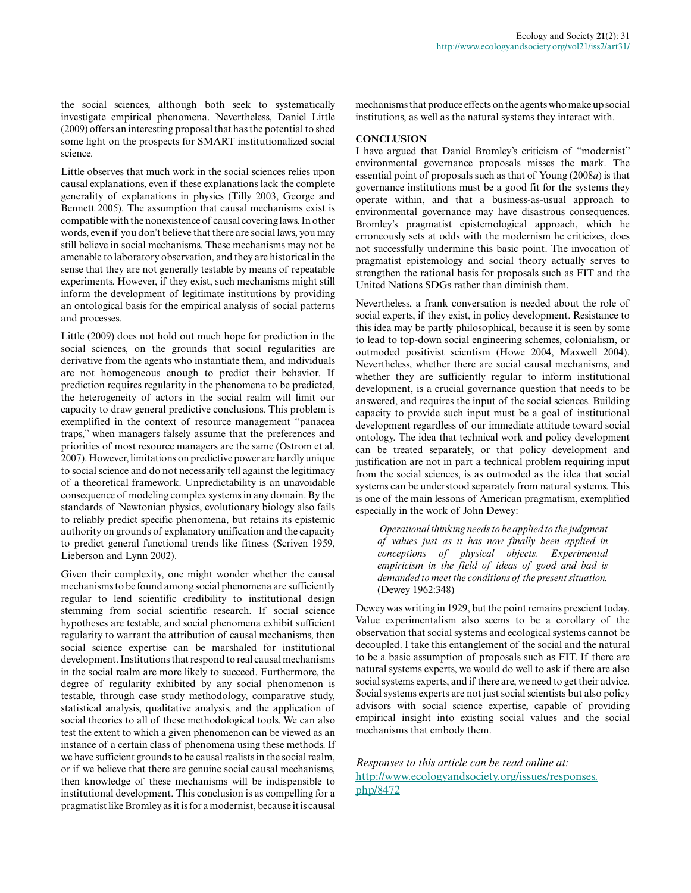the social sciences, although both seek to systematically investigate empirical phenomena. Nevertheless, Daniel Little (2009) offers an interesting proposal that has the potential to shed some light on the prospects for SMART institutionalized social science.

Little observes that much work in the social sciences relies upon causal explanations, even if these explanations lack the complete generality of explanations in physics (Tilly 2003, George and Bennett 2005). The assumption that causal mechanisms exist is compatible with the nonexistence of causal covering laws. In other words, even if you don't believe that there are social laws, you may still believe in social mechanisms. These mechanisms may not be amenable to laboratory observation, and they are historical in the sense that they are not generally testable by means of repeatable experiments. However, if they exist, such mechanisms might still inform the development of legitimate institutions by providing an ontological basis for the empirical analysis of social patterns and processes.

Little (2009) does not hold out much hope for prediction in the social sciences, on the grounds that social regularities are derivative from the agents who instantiate them, and individuals are not homogeneous enough to predict their behavior. If prediction requires regularity in the phenomena to be predicted, the heterogeneity of actors in the social realm will limit our capacity to draw general predictive conclusions. This problem is exemplified in the context of resource management "panacea traps," when managers falsely assume that the preferences and priorities of most resource managers are the same (Ostrom et al. 2007). However, limitations on predictive power are hardly unique to social science and do not necessarily tell against the legitimacy of a theoretical framework. Unpredictability is an unavoidable consequence of modeling complex systems in any domain. By the standards of Newtonian physics, evolutionary biology also fails to reliably predict specific phenomena, but retains its epistemic authority on grounds of explanatory unification and the capacity to predict general functional trends like fitness (Scriven 1959, Lieberson and Lynn 2002).

Given their complexity, one might wonder whether the causal mechanisms to be found among social phenomena are sufficiently regular to lend scientific credibility to institutional design stemming from social scientific research. If social science hypotheses are testable, and social phenomena exhibit sufficient regularity to warrant the attribution of causal mechanisms, then social science expertise can be marshaled for institutional development. Institutions that respond to real causal mechanisms in the social realm are more likely to succeed. Furthermore, the degree of regularity exhibited by any social phenomenon is testable, through case study methodology, comparative study, statistical analysis, qualitative analysis, and the application of social theories to all of these methodological tools. We can also test the extent to which a given phenomenon can be viewed as an instance of a certain class of phenomena using these methods. If we have sufficient grounds to be causal realists in the social realm, or if we believe that there are genuine social causal mechanisms, then knowledge of these mechanisms will be indispensible to institutional development. This conclusion is as compelling for a pragmatist like Bromley as it is for a modernist, because it is causal mechanisms that produce effects on the agents who make up social institutions, as well as the natural systems they interact with.

## CONCLUSION

I have argued that Daniel Bromley's criticism of "modernist" environmental governance proposals misses the mark. The essential point of proposals such as that of Young (2008*a*) is that governance institutions must be a good fit for the systems they operate within, and that a business-as-usual approach to environmental governance may have disastrous consequences. Bromley's pragmatist epistemological approach, which he erroneously sets at odds with the modernism he criticizes, does not successfully undermine this basic point. The invocation of pragmatist epistemology and social theory actually serves to strengthen the rational basis for proposals such as FIT and the United Nations SDGs rather than diminish them.

Nevertheless, a frank conversation is needed about the role of social experts, if they exist, in policy development. Resistance to this idea may be partly philosophical, because it is seen by some to lead to top-down social engineering schemes, colonialism, or outmoded positivist scientism (Howe 2004, Maxwell 2004). Nevertheless, whether there are social causal mechanisms, and whether they are sufficiently regular to inform institutional development, is a crucial governance question that needs to be answered, and requires the input of the social sciences. Building capacity to provide such input must be a goal of institutional development regardless of our immediate attitude toward social ontology. The idea that technical work and policy development can be treated separately, or that policy development and justification are not in part a technical problem requiring input from the social sciences, is as outmoded as the idea that social systems can be understood separately from natural systems. This is one of the main lessons of American pragmatism, exemplified especially in the work of John Dewey:

> *Operational thinking needs to be applied to the judgment of values just as it has now finally been applied in conceptions of physical objects. Experimental empiricism in the field of ideas of good and bad is demanded to meet the conditions of the present situation.* (Dewey 1962:348)

Dewey was writing in 1929, but the point remains prescient today. Value experimentalism also seems to be a corollary of the observation that social systems and ecological systems cannot be decoupled. I take this entanglement of the social and the natural to be a basic assumption of proposals such as FIT. If there are natural systems experts, we would do well to ask if there are also social systems experts, and if there are, we need to get their advice. Social systems experts are not just social scientists but also policy advisors with social science expertise, capable of providing empirical insight into existing social values and the social mechanisms that embody them.

*Responses to this article can be read online at:*
http://www.ecologyandsociety.org/issues/responses.php/8472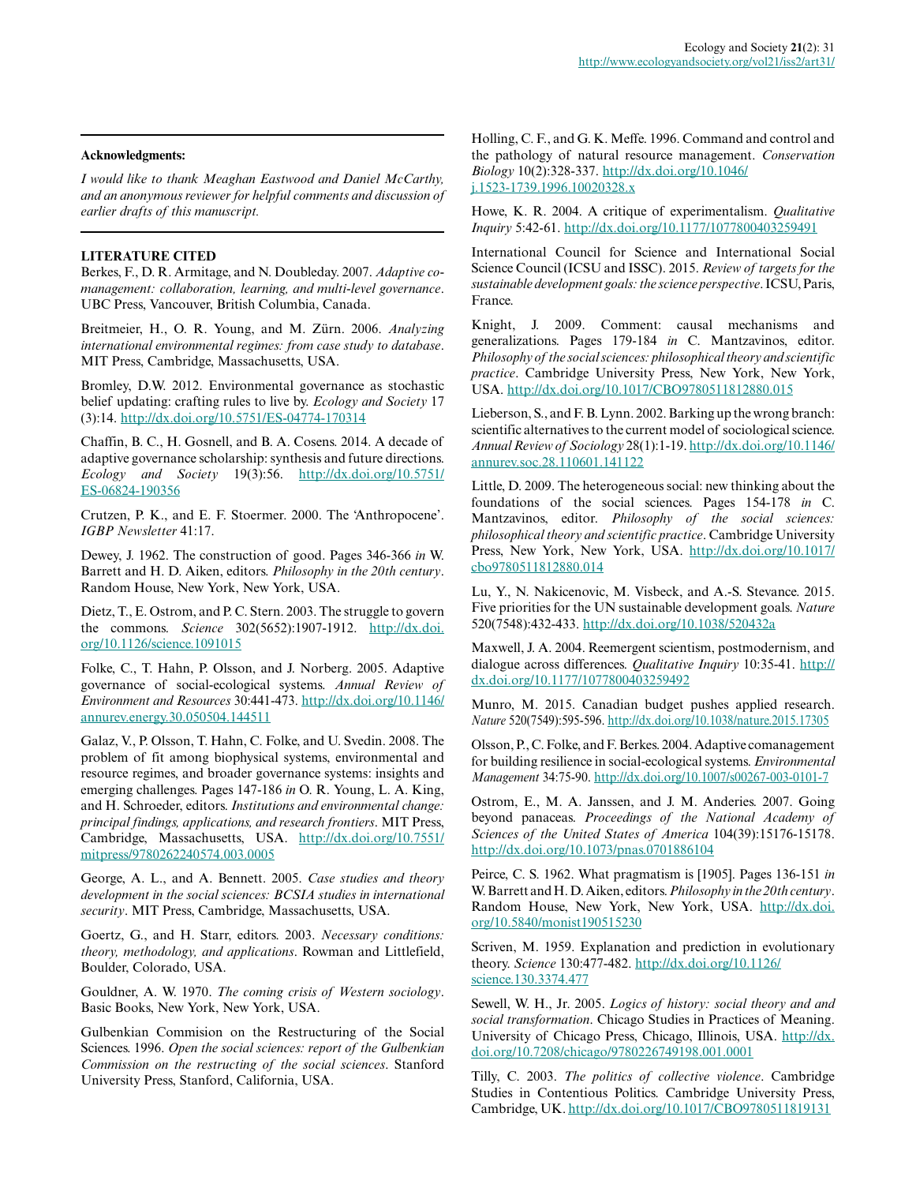**Acknowledgments:**

*I would like to thank Meaghan Eastwood and Daniel McCarthy, and an anonymous reviewer for helpful comments and discussion of earlier drafts of this manuscript.*

**LITERATURE CITED**

Berkes, F., D. R. Armitage, and N. Doubleday. 2007. *Adaptive co-management: collaboration, learning, and multi-level governance*. UBC Press, Vancouver, British Columbia, Canada.

Breitmeier, H., O. R. Young, and M. Zürn. 2006. *Analyzing international environmental regimes: from case study to database*. MIT Press, Cambridge, Massachusetts, USA.

Bromley, D.W. 2012. Environmental governance as stochastic belief updating: crafting rules to live by. *Ecology and Society* 17 (3):14. http://dx.doi.org/10.5751/ES-04774-170314

Chaffin, B. C., H. Gosnell, and B. A. Cosens. 2014. A decade of adaptive governance scholarship: synthesis and future directions. *Ecology and Society* 19(3):56. http://dx.doi.org/10.5751/ES-06824-190356

Crutzen, P. K., and E. F. Stoermer. 2000. The 'Anthropocene'. *IGBP Newsletter* 41:17.

Dewey, J. 1962. The construction of good. Pages 346-366 *in* W. Barrett and H. D. Aiken, editors. *Philosophy in the 20th century*. Random House, New York, New York, USA.

Dietz, T., E. Ostrom, and P. C. Stern. 2003. The struggle to govern the commons. *Science* 302(5652):1907-1912. http://dx.doi.org/10.1126/science.1091015

Folke, C., T. Hahn, P. Olsson, and J. Norberg. 2005. Adaptive governance of social-ecological systems. *Annual Review of Environment and Resources* 30:441-473. http://dx.doi.org/10.1146/annurev.energy.30.050504.144511

Galaz, V., P. Olsson, T. Hahn, C. Folke, and U. Svedin. 2008. The problem of fit among biophysical systems, environmental and resource regimes, and broader governance systems: insights and emerging challenges. Pages 147-186 *in* O. R. Young, L. A. King, and H. Schroeder, editors. *Institutions and environmental change: principal findings, applications, and research frontiers*. MIT Press, Cambridge, Massachusetts, USA. http://dx.doi.org/10.7551/mitpress/9780262240574.003.0005

George, A. L., and A. Bennett. 2005. *Case studies and theory development in the social sciences: BCSIA studies in international security*. MIT Press, Cambridge, Massachusetts, USA.

Goertz, G., and H. Starr, editors. 2003. *Necessary conditions: theory, methodology, and applications*. Rowman and Littlefield, Boulder, Colorado, USA.

Gouldner, A. W. 1970. *The coming crisis of Western sociology*. Basic Books, New York, New York, USA.

Gulbenkian Commision on the Restructuring of the Social Sciences. 1996. *Open the social sciences: report of the Gulbenkian Commission on the restructing of the social sciences*. Stanford University Press, Stanford, California, USA.

Holling, C. F., and G. K. Meffe. 1996. Command and control and the pathology of natural resource management. *Conservation Biology* 10(2):328-337. http://dx.doi.org/10.1046/j.1523-1739.1996.10020328.x

Howe, K. R. 2004. A critique of experimentalism. *Qualitative Inquiry* 5:42-61. http://dx.doi.org/10.1177/1077800403259491

International Council for Science and International Social Science Council (ICSU and ISSC). 2015. *Review of targets for the sustainable development goals: the science perspective*. ICSU, Paris, France.

Knight, J. 2009. Comment: causal mechanisms and generalizations. Pages 179-184 *in* C. Mantzavinos, editor. *Philosophy of the social sciences: philosophical theory and scientific practice*. Cambridge University Press, New York, New York, USA. http://dx.doi.org/10.1017/CBO9780511812880.015

Lieberson, S., and F. B. Lynn. 2002. Barking up the wrong branch: scientific alternatives to the current model of sociological science. *Annual Review of Sociology* 28(1):1-19. http://dx.doi.org/10.1146/annurev.soc.28.110601.141122

Little, D. 2009. The heterogeneous social: new thinking about the foundations of the social sciences. Pages 154-178 *in* C. Mantzavinos, editor. *Philosophy of the social sciences: philosophical theory and scientific practice*. Cambridge University Press, New York, New York, USA. http://dx.doi.org/10.1017/cbo9780511812880.014

Lu, Y., N. Nakicenovic, M. Visbeck, and A.-S. Stevance. 2015. Five priorities for the UN sustainable development goals. *Nature* 520(7548):432-433. http://dx.doi.org/10.1038/520432a

Maxwell, J. A. 2004. Reemergent scientism, postmodernism, and dialogue across differences. *Qualitative Inquiry* 10:35-41. http://dx.doi.org/10.1177/1077800403259492

Munro, M. 2015. Canadian budget pushes applied research. *Nature* 520(7549):595-596. http://dx.doi.org/10.1038/nature.2015.17305

Olsson, P., C. Folke, and F. Berkes. 2004. Adaptive comanagement for building resilience in social-ecological systems. *Environmental Management* 34:75-90. http://dx.doi.org/10.1007/s00267-003-0101-7

Ostrom, E., M. A. Janssen, and J. M. Anderies. 2007. Going beyond panaceas. *Proceedings of the National Academy of Sciences of the United States of America* 104(39):15176-15178. http://dx.doi.org/10.1073/pnas.0701886104

Peirce, C. S. 1962. What pragmatism is [1905]. Pages 136-151 *in* W. Barrett and H. D. Aiken, editors. *Philosophy in the 20th century*. Random House, New York, New York, USA. http://dx.doi.org/10.5840/monist190515230

Scriven, M. 1959. Explanation and prediction in evolutionary theory. *Science* 130:477-482. http://dx.doi.org/10.1126/science.130.3374.477

Sewell, W. H., Jr. 2005. *Logics of history: social theory and and social transformation*. Chicago Studies in Practices of Meaning. University of Chicago Press, Chicago, Illinois, USA. http://dx.doi.org/10.7208/chicago/9780226749198.001.0001

Tilly, C. 2003. *The politics of collective violence*. Cambridge Studies in Contentious Politics. Cambridge University Press, Cambridge, UK. http://dx.doi.org/10.1017/CBO9780511819131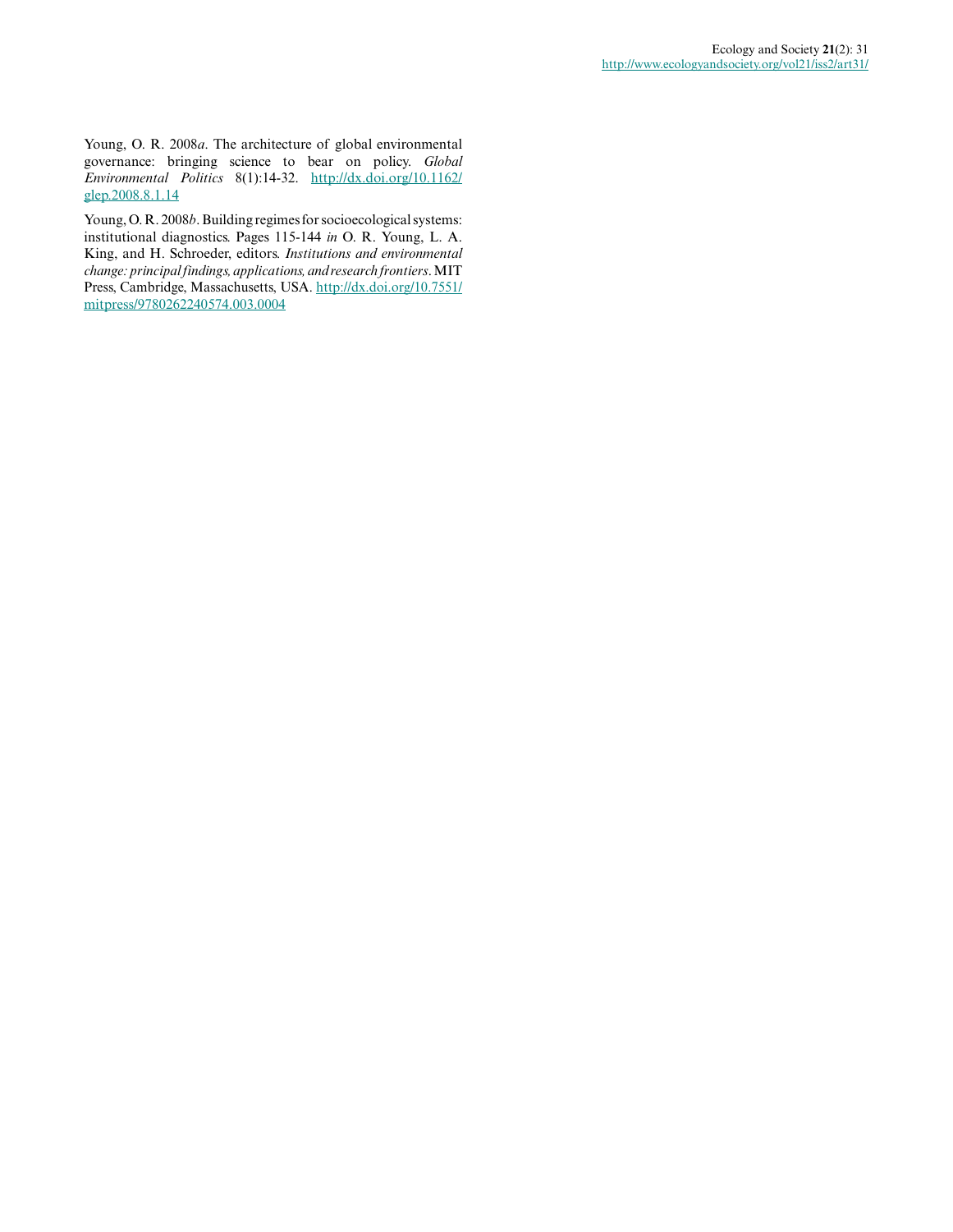Young, O. R. 2008*a*. The architecture of global environmental governance: bringing science to bear on policy. *Global Environmental Politics* 8(1):14-32. http://dx.doi.org/10.1162/glep.2008.8.1.14

Young, O. R. 2008*b*. Building regimes for socioecological systems: institutional diagnostics. Pages 115-144 *in* O. R. Young, L. A. King, and H. Schroeder, editors. *Institutions and environmental change: principal findings, applications, and research frontiers*. MIT Press, Cambridge, Massachusetts, USA. http://dx.doi.org/10.7551/mitpress/9780262240574.003.0004